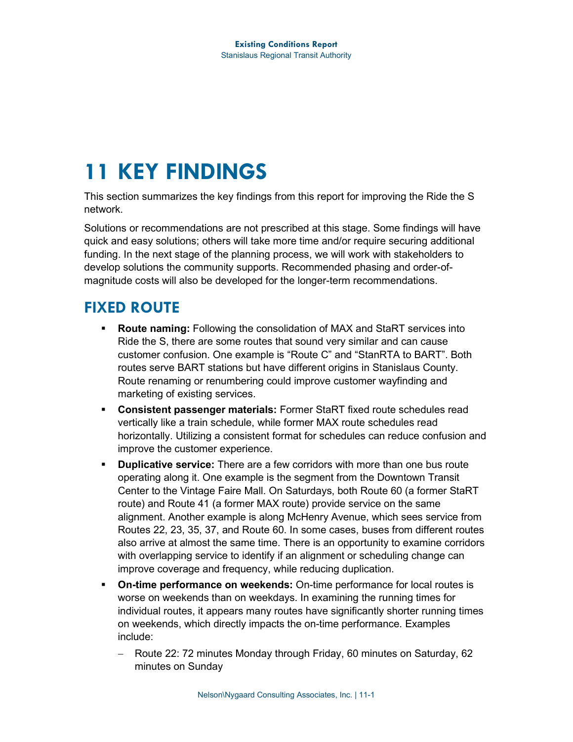# 11 KEY FINDINGS

This section summarizes the key findings from this report for improving the Ride the S network.

Solutions or recommendations are not prescribed at this stage. Some findings will have quick and easy solutions; others will take more time and/or require securing additional funding. In the next stage of the planning process, we will work with stakeholders to develop solutions the community supports. Recommended phasing and order-of-magnitude costs will also be developed for the longer-term recommendations.

## FIXED ROUTE

- **Route naming:** Following the consolidation of MAX and StaRT services into Ride the S, there are some routes that sound very similar and can cause customer confusion. One example is "Route C" and "StanRTA to BART". Both routes serve BART stations but have different origins in Stanislaus County. Route renaming or renumbering could improve customer wayfinding and marketing of existing services.
- **Consistent passenger materials:** Former StaRT fixed route schedules read vertically like a train schedule, while former MAX route schedules read horizontally. Utilizing a consistent format for schedules can reduce confusion and improve the customer experience.
- **Duplicative service:** There are a few corridors with more than one bus route operating along it. One example is the segment from the Downtown Transit Center to the Vintage Faire Mall. On Saturdays, both Route 60 (a former StaRT route) and Route 41 (a former MAX route) provide service on the same alignment. Another example is along McHenry Avenue, which sees service from Routes 22, 23, 35, 37, and Route 60. In some cases, buses from different routes also arrive at almost the same time. There is an opportunity to examine corridors with overlapping service to identify if an alignment or scheduling change can improve coverage and frequency, while reducing duplication.
- **On-time performance on weekends:** On-time performance for local routes is worse on weekends than on weekdays. In examining the running times for individual routes, it appears many routes have significantly shorter running times on weekends, which directly impacts the on-time performance. Examples include:
  - Route 22: 72 minutes Monday through Friday, 60 minutes on Saturday, 62 minutes on Sunday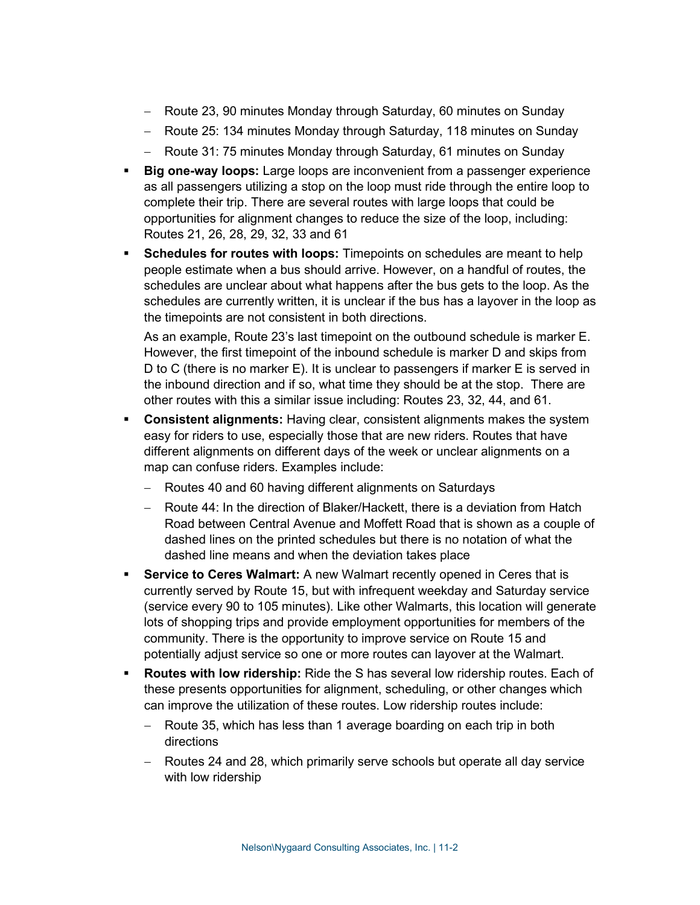- Route 23, 90 minutes Monday through Saturday, 60 minutes on Sunday
  - Route 25: 134 minutes Monday through Saturday, 118 minutes on Sunday
  - Route 31: 75 minutes Monday through Saturday, 61 minutes on Sunday
- **Big one-way loops:** Large loops are inconvenient from a passenger experience as all passengers utilizing a stop on the loop must ride through the entire loop to complete their trip. There are several routes with large loops that could be opportunities for alignment changes to reduce the size of the loop, including: Routes 21, 26, 28, 29, 32, 33 and 61
- **Schedules for routes with loops:** Timepoints on schedules are meant to help people estimate when a bus should arrive. However, on a handful of routes, the schedules are unclear about what happens after the bus gets to the loop. As the schedules are currently written, it is unclear if the bus has a layover in the loop as the timepoints are not consistent in both directions.

  As an example, Route 23's last timepoint on the outbound schedule is marker E. However, the first timepoint of the inbound schedule is marker D and skips from D to C (there is no marker E). It is unclear to passengers if marker E is served in the inbound direction and if so, what time they should be at the stop. There are other routes with this a similar issue including: Routes 23, 32, 44, and 61.
- **Consistent alignments:** Having clear, consistent alignments makes the system easy for riders to use, especially those that are new riders. Routes that have different alignments on different days of the week or unclear alignments on a map can confuse riders. Examples include:
  - Routes 40 and 60 having different alignments on Saturdays
  - Route 44: In the direction of Blaker/Hackett, there is a deviation from Hatch Road between Central Avenue and Moffett Road that is shown as a couple of dashed lines on the printed schedules but there is no notation of what the dashed line means and when the deviation takes place
- **Service to Ceres Walmart:** A new Walmart recently opened in Ceres that is currently served by Route 15, but with infrequent weekday and Saturday service (service every 90 to 105 minutes). Like other Walmarts, this location will generate lots of shopping trips and provide employment opportunities for members of the community. There is the opportunity to improve service on Route 15 and potentially adjust service so one or more routes can layover at the Walmart.
- **Routes with low ridership:** Ride the S has several low ridership routes. Each of these presents opportunities for alignment, scheduling, or other changes which can improve the utilization of these routes. Low ridership routes include:
  - Route 35, which has less than 1 average boarding on each trip in both directions
  - Routes 24 and 28, which primarily serve schools but operate all day service with low ridership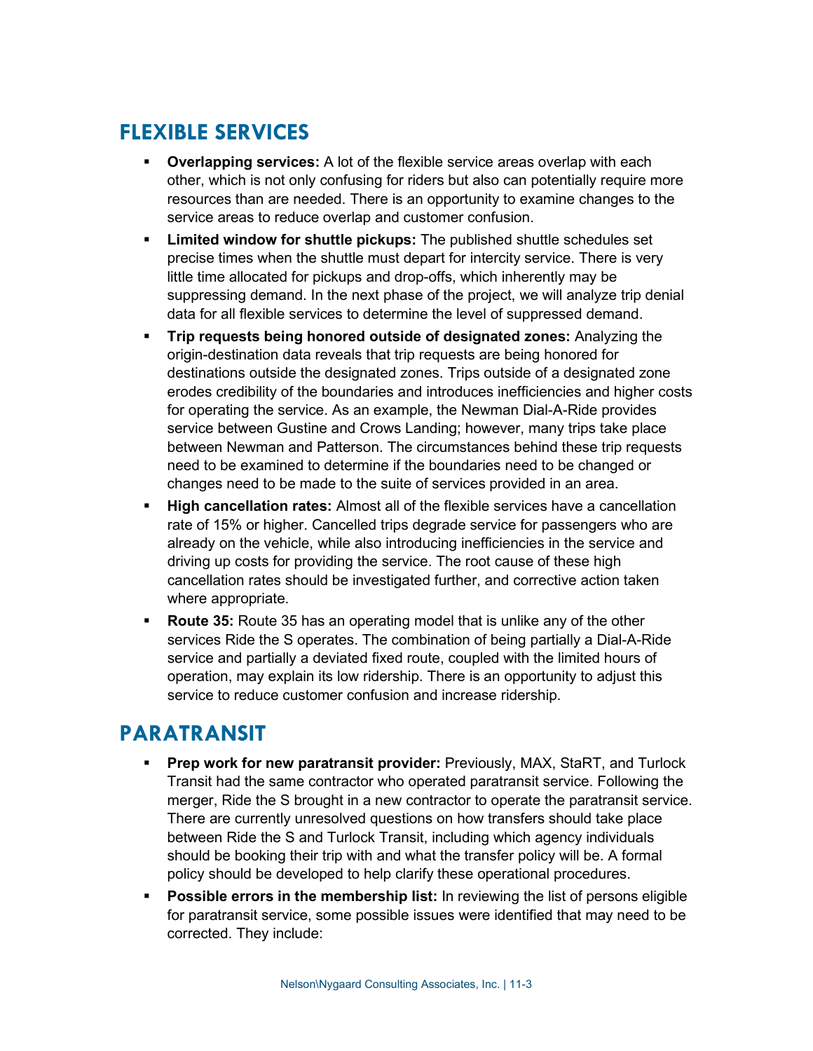## FLEXIBLE SERVICES

- **Overlapping services:** A lot of the flexible service areas overlap with each other, which is not only confusing for riders but also can potentially require more resources than are needed. There is an opportunity to examine changes to the service areas to reduce overlap and customer confusion.
- **Limited window for shuttle pickups:** The published shuttle schedules set precise times when the shuttle must depart for intercity service. There is very little time allocated for pickups and drop-offs, which inherently may be suppressing demand. In the next phase of the project, we will analyze trip denial data for all flexible services to determine the level of suppressed demand.
- **Trip requests being honored outside of designated zones:** Analyzing the origin-destination data reveals that trip requests are being honored for destinations outside the designated zones. Trips outside of a designated zone erodes credibility of the boundaries and introduces inefficiencies and higher costs for operating the service. As an example, the Newman Dial-A-Ride provides service between Gustine and Crows Landing; however, many trips take place between Newman and Patterson. The circumstances behind these trip requests need to be examined to determine if the boundaries need to be changed or changes need to be made to the suite of services provided in an area.
- **High cancellation rates:** Almost all of the flexible services have a cancellation rate of 15% or higher. Cancelled trips degrade service for passengers who are already on the vehicle, while also introducing inefficiencies in the service and driving up costs for providing the service. The root cause of these high cancellation rates should be investigated further, and corrective action taken where appropriate.
- **Route 35:** Route 35 has an operating model that is unlike any of the other services Ride the S operates. The combination of being partially a Dial-A-Ride service and partially a deviated fixed route, coupled with the limited hours of operation, may explain its low ridership. There is an opportunity to adjust this service to reduce customer confusion and increase ridership.

## PARATRANSIT

- **Prep work for new paratransit provider:** Previously, MAX, StaRT, and Turlock Transit had the same contractor who operated paratransit service. Following the merger, Ride the S brought in a new contractor to operate the paratransit service. There are currently unresolved questions on how transfers should take place between Ride the S and Turlock Transit, including which agency individuals should be booking their trip with and what the transfer policy will be. A formal policy should be developed to help clarify these operational procedures.
- **Possible errors in the membership list:** In reviewing the list of persons eligible for paratransit service, some possible issues were identified that may need to be corrected. They include: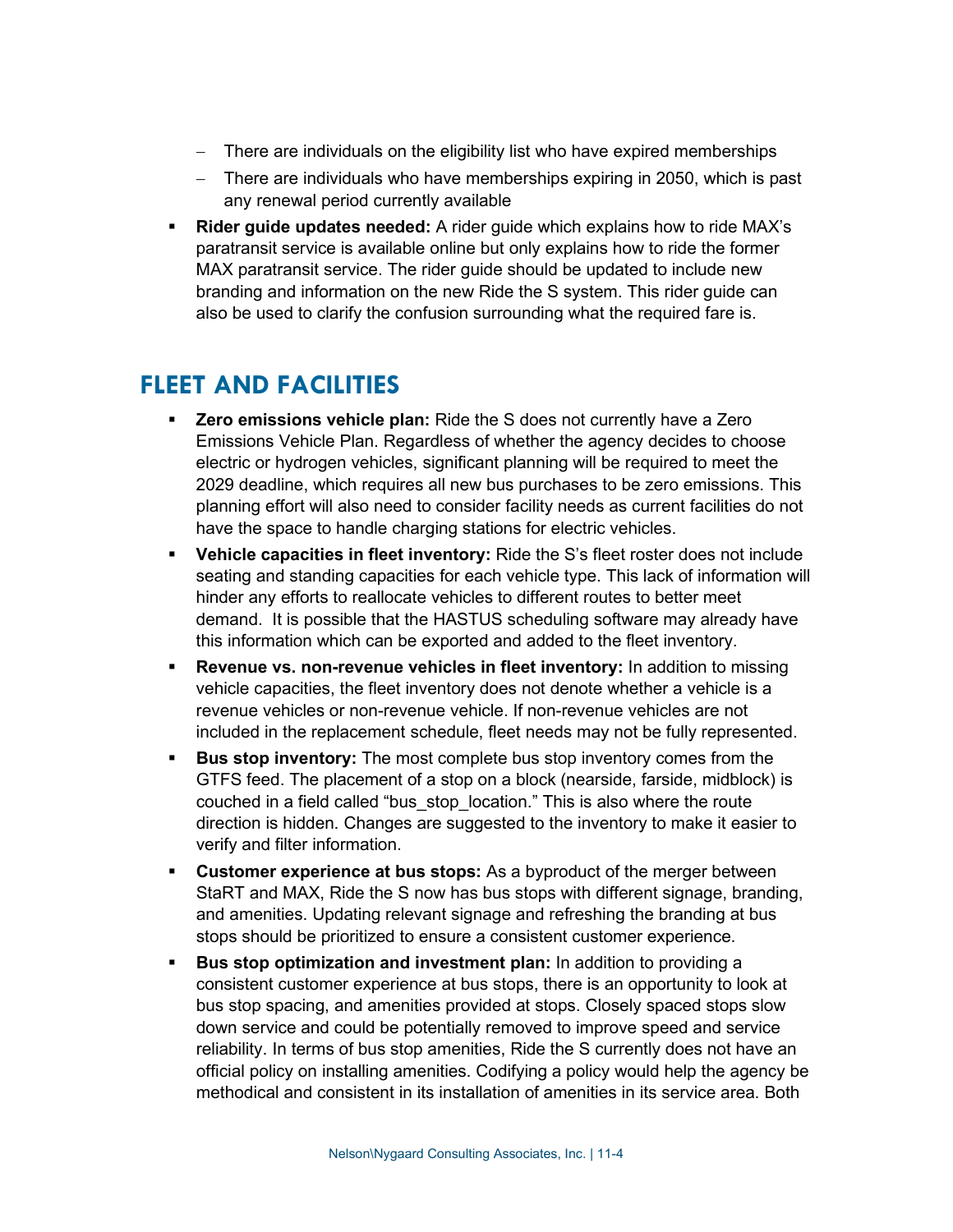- There are individuals on the eligibility list who have expired memberships
  - There are individuals who have memberships expiring in 2050, which is past any renewal period currently available
- **Rider guide updates needed:** A rider guide which explains how to ride MAX's paratransit service is available online but only explains how to ride the former MAX paratransit service. The rider guide should be updated to include new branding and information on the new Ride the S system. This rider guide can also be used to clarify the confusion surrounding what the required fare is.

## FLEET AND FACILITIES

- **Zero emissions vehicle plan:** Ride the S does not currently have a Zero Emissions Vehicle Plan. Regardless of whether the agency decides to choose electric or hydrogen vehicles, significant planning will be required to meet the 2029 deadline, which requires all new bus purchases to be zero emissions. This planning effort will also need to consider facility needs as current facilities do not have the space to handle charging stations for electric vehicles.
- **Vehicle capacities in fleet inventory:** Ride the S's fleet roster does not include seating and standing capacities for each vehicle type. This lack of information will hinder any efforts to reallocate vehicles to different routes to better meet demand. It is possible that the HASTUS scheduling software may already have this information which can be exported and added to the fleet inventory.
- **Revenue vs. non-revenue vehicles in fleet inventory:** In addition to missing vehicle capacities, the fleet inventory does not denote whether a vehicle is a revenue vehicles or non-revenue vehicle. If non-revenue vehicles are not included in the replacement schedule, fleet needs may not be fully represented.
- **Bus stop inventory:** The most complete bus stop inventory comes from the GTFS feed. The placement of a stop on a block (nearside, farside, midblock) is couched in a field called "bus_stop_location." This is also where the route direction is hidden. Changes are suggested to the inventory to make it easier to verify and filter information.
- **Customer experience at bus stops:** As a byproduct of the merger between StaRT and MAX, Ride the S now has bus stops with different signage, branding, and amenities. Updating relevant signage and refreshing the branding at bus stops should be prioritized to ensure a consistent customer experience.
- **Bus stop optimization and investment plan:** In addition to providing a consistent customer experience at bus stops, there is an opportunity to look at bus stop spacing, and amenities provided at stops. Closely spaced stops slow down service and could be potentially removed to improve speed and service reliability. In terms of bus stop amenities, Ride the S currently does not have an official policy on installing amenities. Codifying a policy would help the agency be methodical and consistent in its installation of amenities in its service area. Both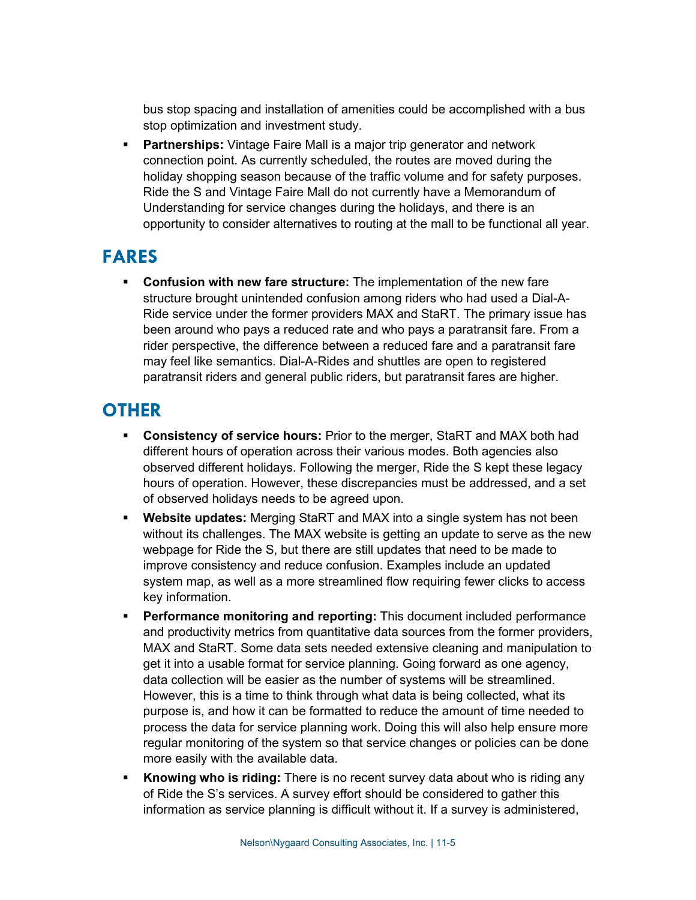bus stop spacing and installation of amenities could be accomplished with a bus stop optimization and investment study.

- **Partnerships:** Vintage Faire Mall is a major trip generator and network connection point. As currently scheduled, the routes are moved during the holiday shopping season because of the traffic volume and for safety purposes. Ride the S and Vintage Faire Mall do not currently have a Memorandum of Understanding for service changes during the holidays, and there is an opportunity to consider alternatives to routing at the mall to be functional all year.

## FARES

- **Confusion with new fare structure:** The implementation of the new fare structure brought unintended confusion among riders who had used a Dial-A-Ride service under the former providers MAX and StaRT. The primary issue has been around who pays a reduced rate and who pays a paratransit fare. From a rider perspective, the difference between a reduced fare and a paratransit fare may feel like semantics. Dial-A-Rides and shuttles are open to registered paratransit riders and general public riders, but paratransit fares are higher.

## OTHER

- **Consistency of service hours:** Prior to the merger, StaRT and MAX both had different hours of operation across their various modes. Both agencies also observed different holidays. Following the merger, Ride the S kept these legacy hours of operation. However, these discrepancies must be addressed, and a set of observed holidays needs to be agreed upon.
- **Website updates:** Merging StaRT and MAX into a single system has not been without its challenges. The MAX website is getting an update to serve as the new webpage for Ride the S, but there are still updates that need to be made to improve consistency and reduce confusion. Examples include an updated system map, as well as a more streamlined flow requiring fewer clicks to access key information.
- **Performance monitoring and reporting:** This document included performance and productivity metrics from quantitative data sources from the former providers, MAX and StaRT. Some data sets needed extensive cleaning and manipulation to get it into a usable format for service planning. Going forward as one agency, data collection will be easier as the number of systems will be streamlined. However, this is a time to think through what data is being collected, what its purpose is, and how it can be formatted to reduce the amount of time needed to process the data for service planning work. Doing this will also help ensure more regular monitoring of the system so that service changes or policies can be done more easily with the available data.
- **Knowing who is riding:** There is no recent survey data about who is riding any of Ride the S's services. A survey effort should be considered to gather this information as service planning is difficult without it. If a survey is administered,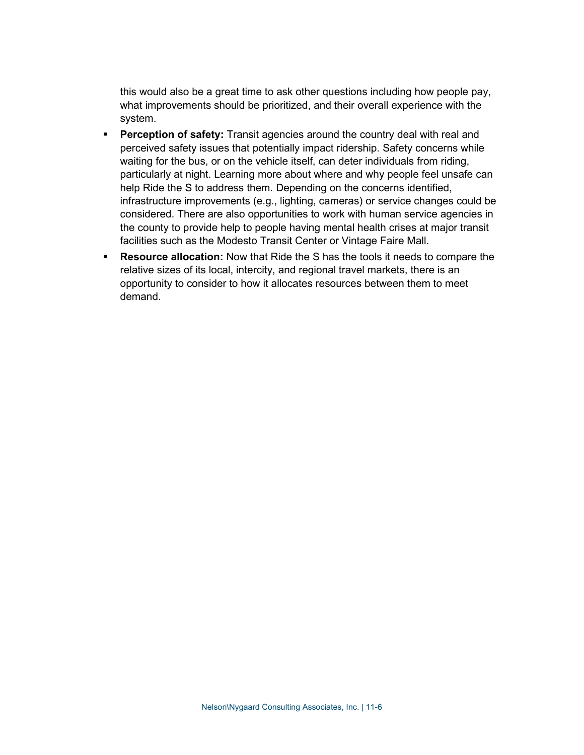this would also be a great time to ask other questions including how people pay, what improvements should be prioritized, and their overall experience with the system.

- **Perception of safety:** Transit agencies around the country deal with real and perceived safety issues that potentially impact ridership. Safety concerns while waiting for the bus, or on the vehicle itself, can deter individuals from riding, particularly at night. Learning more about where and why people feel unsafe can help Ride the S to address them. Depending on the concerns identified, infrastructure improvements (e.g., lighting, cameras) or service changes could be considered. There are also opportunities to work with human service agencies in the county to provide help to people having mental health crises at major transit facilities such as the Modesto Transit Center or Vintage Faire Mall.
- **Resource allocation:** Now that Ride the S has the tools it needs to compare the relative sizes of its local, intercity, and regional travel markets, there is an opportunity to consider to how it allocates resources between them to meet demand.